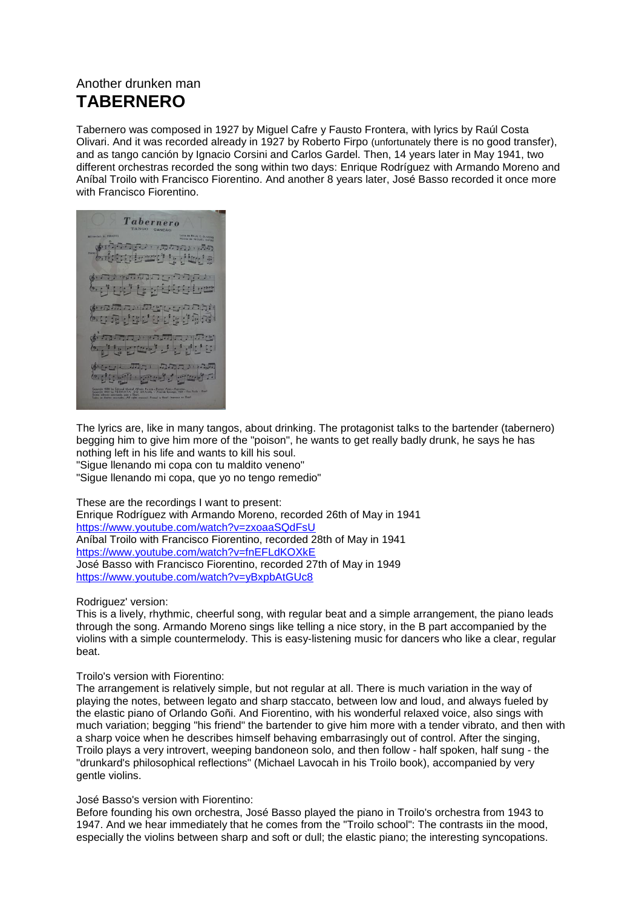Another drunken man

# TABERNERO

Tabernero was composed in 1927 by Miguel Cafre y Fausto Frontera, with lyrics by Raúl Costa Olivari. And it was recorded already in 1927 by Roberto Firpo (unfortunately there is no good transfer), and as tango canción by Ignacio Corsini and Carlos Gardel. Then, 14 years later in May 1941, two different orchestras recorded the song within two days: Enrique Rodríguez with Armando Moreno and Aníbal Troilo with Francisco Fiorentino. And another 8 years later, José Basso recorded it once more with Francisco Fiorentino.

The lyrics are, like in many tangos, about drinking. The protagonist talks to the bartender (tabernero) begging him to give him more of the "poison", he wants to get really badly drunk, he says he has nothing left in his life and wants to kill his soul.
"Sigue llenando mi copa con tu maldito veneno"
"Sigue llenando mi copa, que yo no tengo remedio"

These are the recordings I want to present:
Enrique Rodríguez with Armando Moreno, recorded 26th of May in 1941
https://www.youtube.com/watch?v=zxoaaSQdFsU
Aníbal Troilo with Francisco Fiorentino, recorded 28th of May in 1941
https://www.youtube.com/watch?v=fnEFLdKOXkE
José Basso with Francisco Fiorentino, recorded 27th of May in 1949
https://www.youtube.com/watch?v=yBxpbAtGUc8

Rodriguez' version:
This is a lively, rhythmic, cheerful song, with regular beat and a simple arrangement, the piano leads through the song. Armando Moreno sings like telling a nice story, in the B part accompanied by the violins with a simple countermelody. This is easy-listening music for dancers who like a clear, regular beat.

Troilo's version with Fiorentino:
The arrangement is relatively simple, but not regular at all. There is much variation in the way of playing the notes, between legato and sharp staccato, between low and loud, and always fueled by the elastic piano of Orlando Goñi. And Fiorentino, with his wonderful relaxed voice, also sings with much variation; begging "his friend" the bartender to give him more with a tender vibrato, and then with a sharp voice when he describes himself behaving embarrasingly out of control. After the singing, Troilo plays a very introvert, weeping bandoneon solo, and then follow - half spoken, half sung - the "drunkard's philosophical reflections" (Michael Lavocah in his Troilo book), accompanied by very gentle violins.

José Basso's version with Fiorentino:
Before founding his own orchestra, José Basso played the piano in Troilo's orchestra from 1943 to 1947. And we hear immediately that he comes from the "Troilo school": The contrasts iin the mood, especially the violins between sharp and soft or dull; the elastic piano; the interesting syncopations.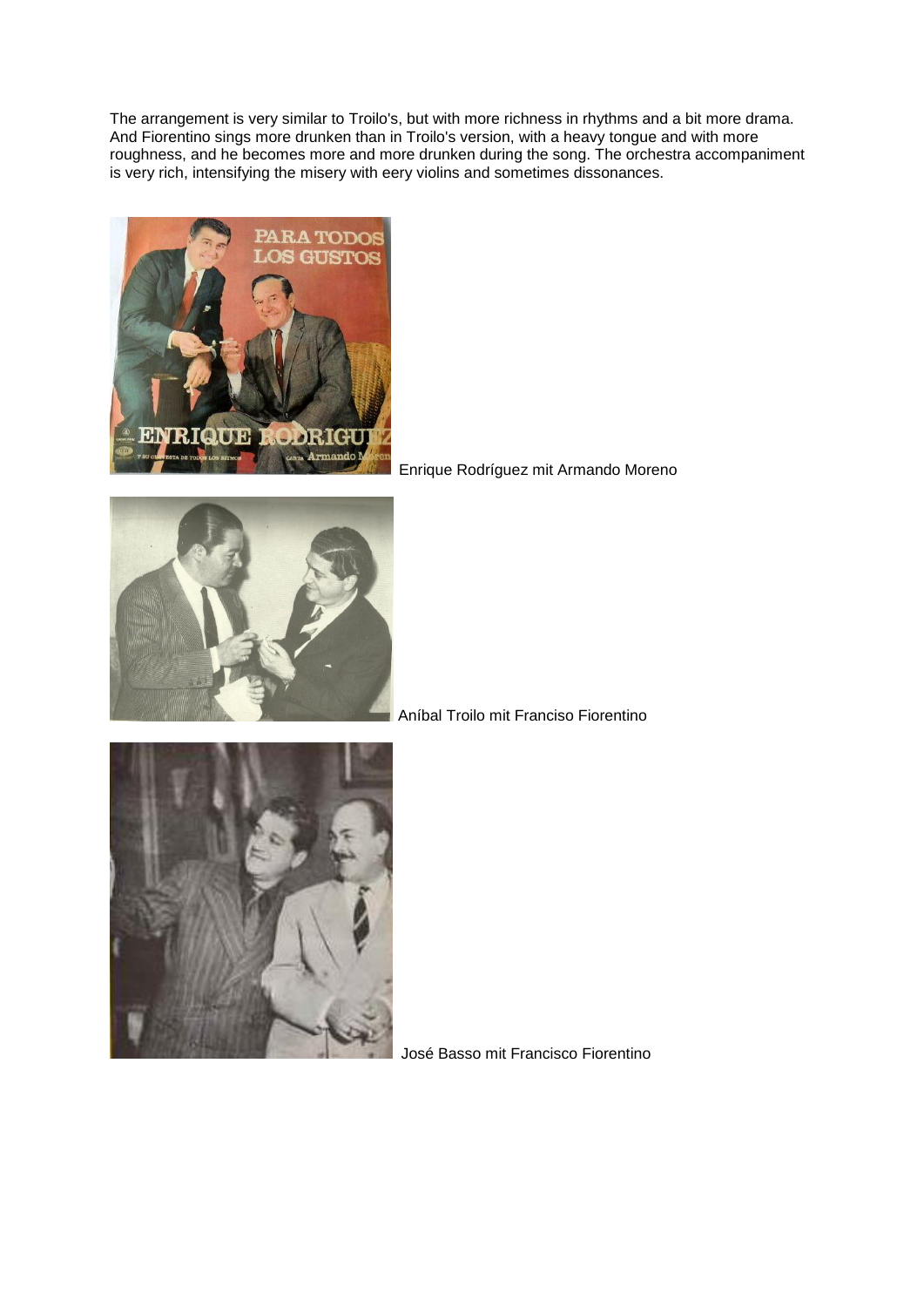The arrangement is very similar to Troilo's, but with more richness in rhythms and a bit more drama. And Fiorentino sings more drunken than in Troilo's version, with a heavy tongue and with more roughness, and he becomes more and more drunken during the song. The orchestra accompaniment is very rich, intensifying the misery with eery violins and sometimes dissonances.

Enrique Rodríguez mit Armando Moreno

Aníbal Troilo mit Franciso Fiorentino

José Basso mit Francisco Fiorentino